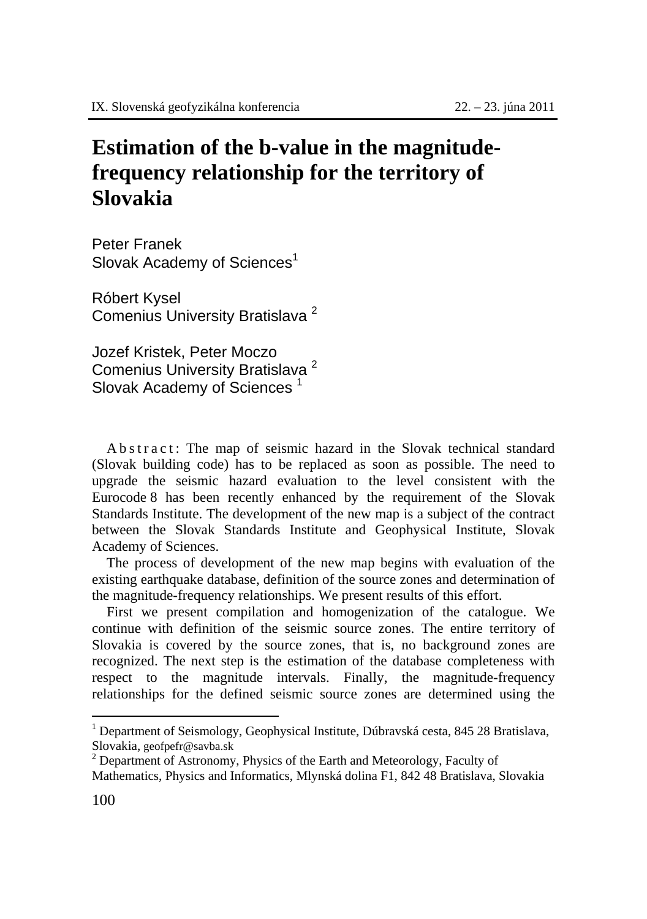// Note: running header (conference name/date) and page number "100" omitted per rules.
# Estimation of the b-value in the magnitude-frequency relationship for the territory of Slovakia

Peter Franek
Slovak Academy of Sciences[1]

Róbert Kysel
Comenius University Bratislava [2]

Jozef Kristek, Peter Moczo
Comenius University Bratislava [2]
Slovak Academy of Sciences [1]

Abstract: The map of seismic hazard in the Slovak technical standard (Slovak building code) has to be replaced as soon as possible. The need to upgrade the seismic hazard evaluation to the level consistent with the Eurocode 8 has been recently enhanced by the requirement of the Slovak Standards Institute. The development of the new map is a subject of the contract between the Slovak Standards Institute and Geophysical Institute, Slovak Academy of Sciences.

The process of development of the new map begins with evaluation of the existing earthquake database, definition of the source zones and determination of the magnitude-frequency relationships. We present results of this effort.

First we present compilation and homogenization of the catalogue. We continue with definition of the seismic source zones. The entire territory of Slovakia is covered by the source zones, that is, no background zones are recognized. The next step is the estimation of the database completeness with respect to the magnitude intervals. Finally, the magnitude-frequency relationships for the defined seismic source zones are determined using the

[1] Department of Seismology, Geophysical Institute, Dúbravská cesta, 845 28 Bratislava, Slovakia, geofpefr@savba.sk

[2] Department of Astronomy, Physics of the Earth and Meteorology, Faculty of Mathematics, Physics and Informatics, Mlynská dolina F1, 842 48 Bratislava, Slovakia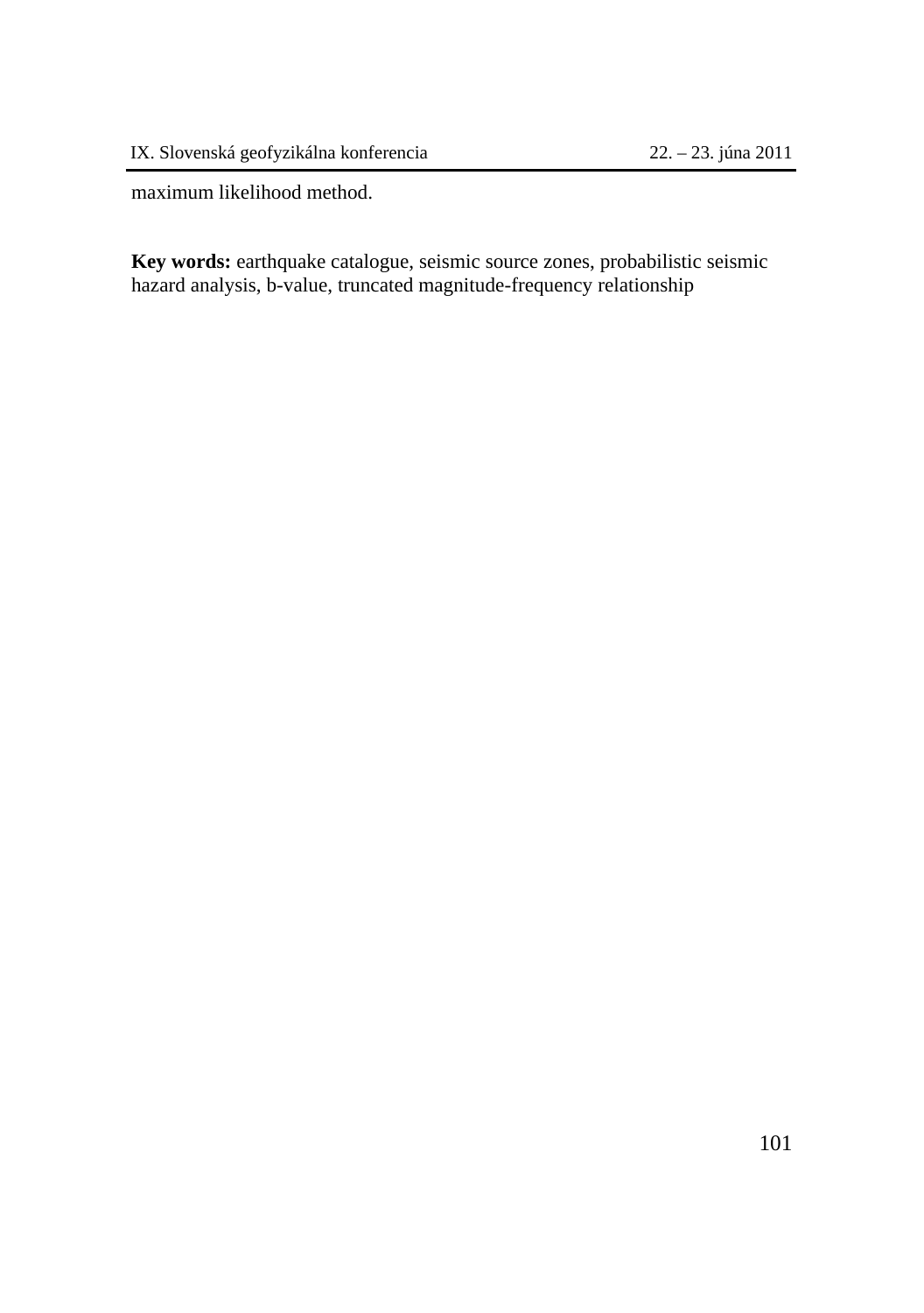maximum likelihood method.

**Key words:** earthquake catalogue, seismic source zones, probabilistic seismic hazard analysis, b-value, truncated magnitude-frequency relationship